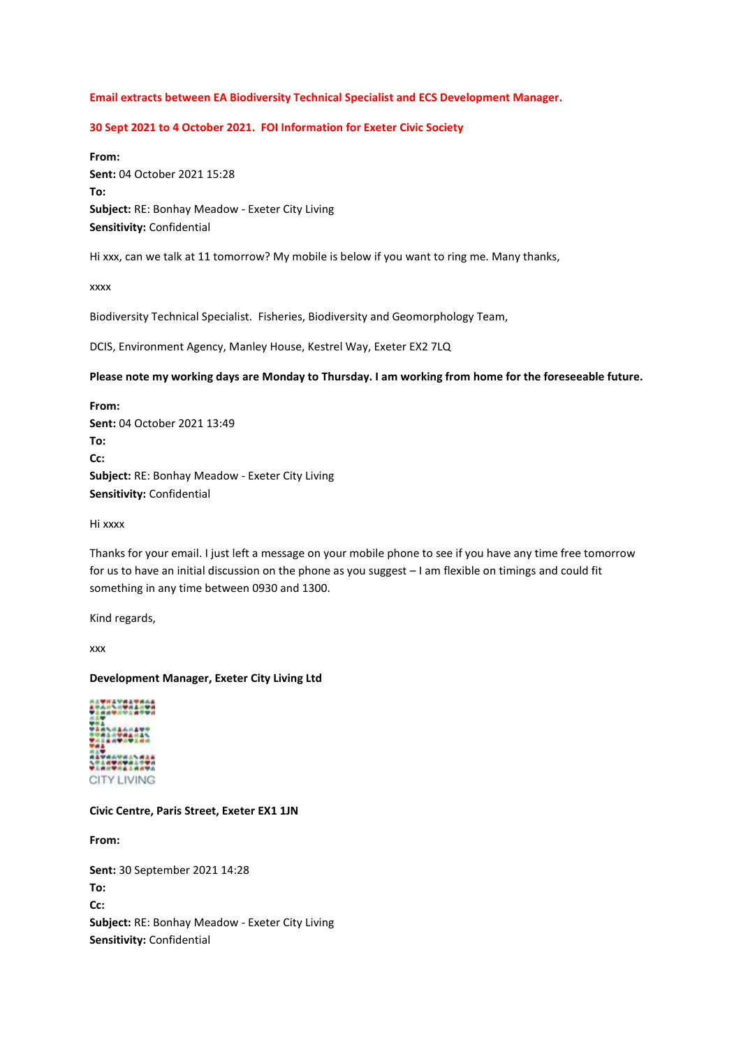**Email extracts between EA Biodiversity Technical Specialist and ECS Development Manager.**

**30 Sept 2021 to 4 October 2021. FOI Information for Exeter Civic Society**

**From:**
**Sent:** 04 October 2021 15:28
**To:**
**Subject:** RE: Bonhay Meadow - Exeter City Living
**Sensitivity:** Confidential

Hi xxx, can we talk at 11 tomorrow? My mobile is below if you want to ring me. Many thanks,

xxxx

Biodiversity Technical Specialist. Fisheries, Biodiversity and Geomorphology Team,

DCIS, Environment Agency, Manley House, Kestrel Way, Exeter EX2 7LQ

**Please note my working days are Monday to Thursday. I am working from home for the foreseeable future.**

**From:**
**Sent:** 04 October 2021 13:49
**To:**
**Cc:**
**Subject:** RE: Bonhay Meadow - Exeter City Living
**Sensitivity:** Confidential

Hi xxxx

Thanks for your email. I just left a message on your mobile phone to see if you have any time free tomorrow for us to have an initial discussion on the phone as you suggest – I am flexible on timings and could fit something in any time between 0930 and 1300.

Kind regards,

xxx

**Development Manager, Exeter City Living Ltd**

CITY LIVING

**Civic Centre, Paris Street, Exeter EX1 1JN**

**From:**

**Sent:** 30 September 2021 14:28
**To:**
**Cc:**
**Subject:** RE: Bonhay Meadow - Exeter City Living
**Sensitivity:** Confidential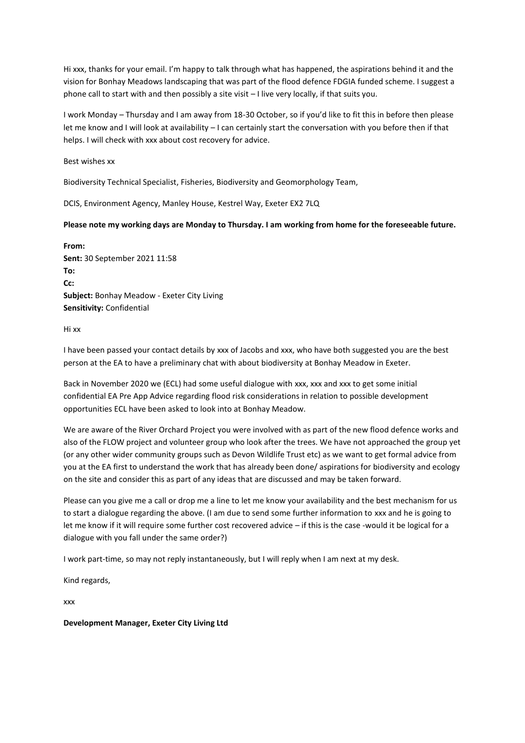Hi xxx, thanks for your email. I'm happy to talk through what has happened, the aspirations behind it and the vision for Bonhay Meadows landscaping that was part of the flood defence FDGIA funded scheme. I suggest a phone call to start with and then possibly a site visit – I live very locally, if that suits you.

I work Monday – Thursday and I am away from 18-30 October, so if you'd like to fit this in before then please let me know and I will look at availability – I can certainly start the conversation with you before then if that helps. I will check with xxx about cost recovery for advice.

Best wishes xx

Biodiversity Technical Specialist, Fisheries, Biodiversity and Geomorphology Team,

DCIS, Environment Agency, Manley House, Kestrel Way, Exeter EX2 7LQ

**Please note my working days are Monday to Thursday. I am working from home for the foreseeable future.**

**From:**
**Sent:** 30 September 2021 11:58
**To:**
**Cc:**
**Subject:** Bonhay Meadow - Exeter City Living
**Sensitivity:** Confidential

Hi xx

I have been passed your contact details by xxx of Jacobs and xxx, who have both suggested you are the best person at the EA to have a preliminary chat with about biodiversity at Bonhay Meadow in Exeter.

Back in November 2020 we (ECL) had some useful dialogue with xxx, xxx and xxx to get some initial confidential EA Pre App Advice regarding flood risk considerations in relation to possible development opportunities ECL have been asked to look into at Bonhay Meadow.

We are aware of the River Orchard Project you were involved with as part of the new flood defence works and also of the FLOW project and volunteer group who look after the trees. We have not approached the group yet (or any other wider community groups such as Devon Wildlife Trust etc) as we want to get formal advice from you at the EA first to understand the work that has already been done/ aspirations for biodiversity and ecology on the site and consider this as part of any ideas that are discussed and may be taken forward.

Please can you give me a call or drop me a line to let me know your availability and the best mechanism for us to start a dialogue regarding the above. (I am due to send some further information to xxx and he is going to let me know if it will require some further cost recovered advice – if this is the case -would it be logical for a dialogue with you fall under the same order?)

I work part-time, so may not reply instantaneously, but I will reply when I am next at my desk.

Kind regards,

xxx

**Development Manager, Exeter City Living Ltd**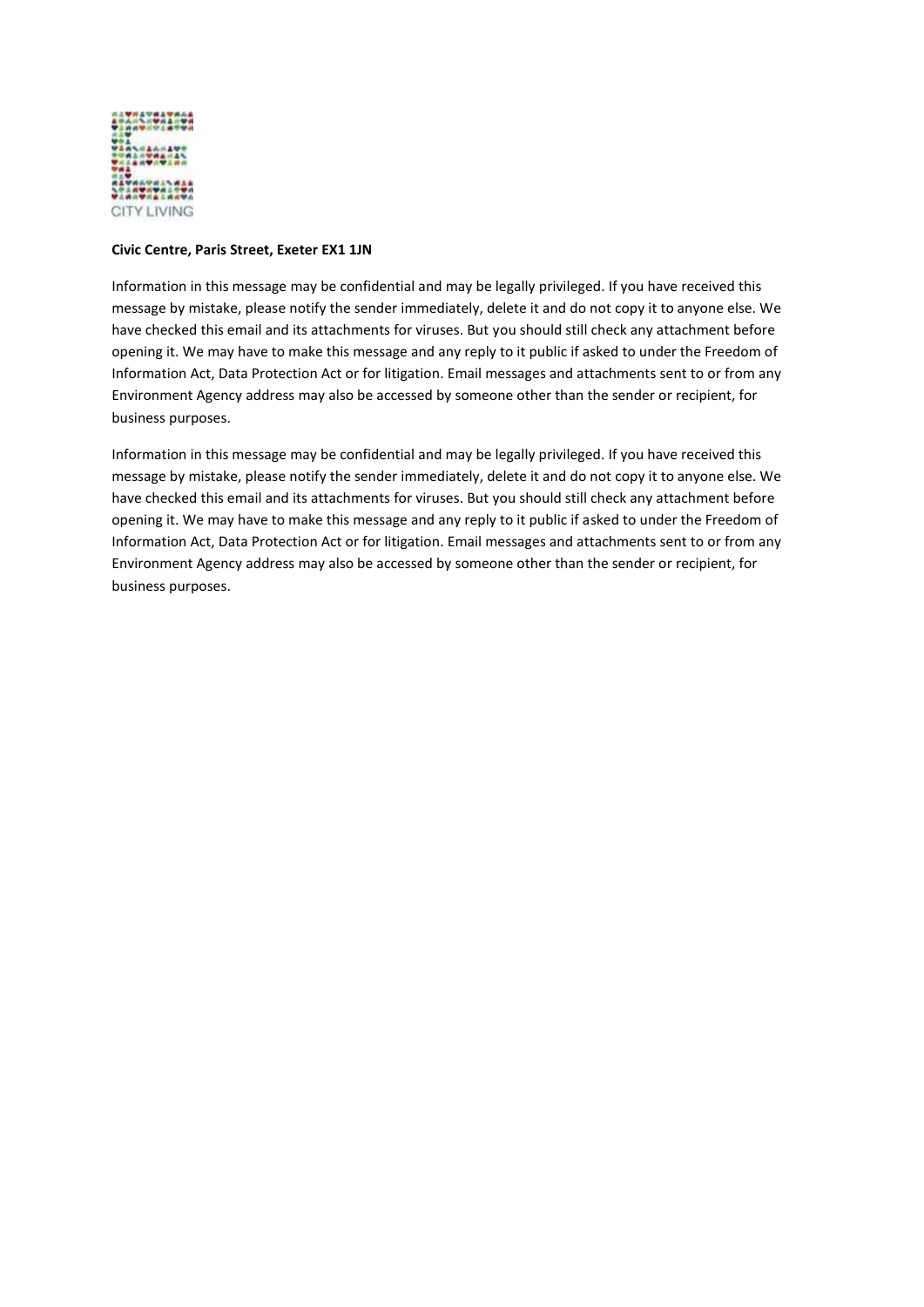CITY LIVING

**Civic Centre, Paris Street, Exeter EX1 1JN**

Information in this message may be confidential and may be legally privileged. If you have received this message by mistake, please notify the sender immediately, delete it and do not copy it to anyone else. We have checked this email and its attachments for viruses. But you should still check any attachment before opening it. We may have to make this message and any reply to it public if asked to under the Freedom of Information Act, Data Protection Act or for litigation. Email messages and attachments sent to or from any Environment Agency address may also be accessed by someone other than the sender or recipient, for business purposes.

Information in this message may be confidential and may be legally privileged. If you have received this message by mistake, please notify the sender immediately, delete it and do not copy it to anyone else. We have checked this email and its attachments for viruses. But you should still check any attachment before opening it. We may have to make this message and any reply to it public if asked to under the Freedom of Information Act, Data Protection Act or for litigation. Email messages and attachments sent to or from any Environment Agency address may also be accessed by someone other than the sender or recipient, for business purposes.